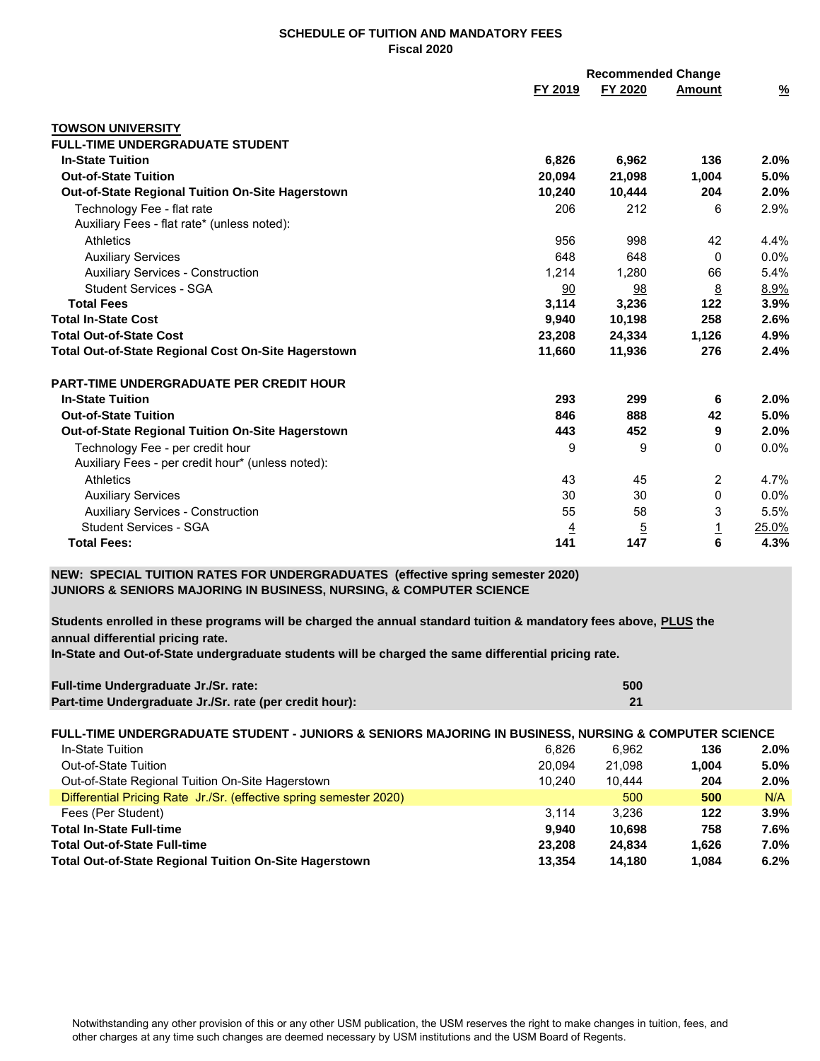**SCHEDULE OF TUITION AND MANDATORY FEES**
**Fiscal 2020**

| | FY 2019 | FY 2020 | Recommended Change Amount | % |
|---|---|---|---|---|
| **TOWSON UNIVERSITY** | | | | |
| **FULL-TIME UNDERGRADUATE STUDENT** | | | | |
| **In-State Tuition** | **6,826** | **6,962** | **136** | **2.0%** |
| **Out-of-State Tuition** | **20,094** | **21,098** | **1,004** | **5.0%** |
| **Out-of-State Regional Tuition On-Site Hagerstown** | **10,240** | **10,444** | **204** | **2.0%** |
| Technology Fee - flat rate | 206 | 212 | 6 | 2.9% |
| Auxiliary Fees - flat rate* (unless noted): | | | | |
| Athletics | 956 | 998 | 42 | 4.4% |
| Auxiliary Services | 648 | 648 | 0 | 0.0% |
| Auxiliary Services - Construction | 1,214 | 1,280 | 66 | 5.4% |
| Student Services - SGA | 90 | 98 | 8 | 8.9% |
| **Total Fees** | **3,114** | **3,236** | **122** | **3.9%** |
| **Total In-State Cost** | **9,940** | **10,198** | **258** | **2.6%** |
| **Total Out-of-State Cost** | **23,208** | **24,334** | **1,126** | **4.9%** |
| **Total Out-of-State Regional Cost On-Site Hagerstown** | **11,660** | **11,936** | **276** | **2.4%** |
| **PART-TIME UNDERGRADUATE PER CREDIT HOUR** | | | | |
| **In-State Tuition** | **293** | **299** | **6** | **2.0%** |
| **Out-of-State Tuition** | **846** | **888** | **42** | **5.0%** |
| **Out-of-State Regional Tuition On-Site Hagerstown** | **443** | **452** | **9** | **2.0%** |
| Technology Fee - per credit hour | 9 | 9 | 0 | 0.0% |
| Auxiliary Fees - per credit hour* (unless noted): | | | | |
| Athletics | 43 | 45 | 2 | 4.7% |
| Auxiliary Services | 30 | 30 | 0 | 0.0% |
| Auxiliary Services - Construction | 55 | 58 | 3 | 5.5% |
| Student Services - SGA | 4 | 5 | 1 | 25.0% |
| **Total Fees:** | **141** | **147** | **6** | **4.3%** |

**NEW: SPECIAL TUITION RATES FOR UNDERGRADUATES (effective spring semester 2020)**
**JUNIORS & SENIORS MAJORING IN BUSINESS, NURSING, & COMPUTER SCIENCE**

**Students enrolled in these programs will be charged the annual standard tuition & mandatory fees above, PLUS the annual differential pricing rate.**
**In-State and Out-of-State undergraduate students will be charged the same differential pricing rate.**

| | |
|---|---|
| **Full-time Undergraduate Jr./Sr. rate:** | **500** |
| **Part-time Undergraduate Jr./Sr. rate (per credit hour):** | **21** |

| **FULL-TIME UNDERGRADUATE STUDENT - JUNIORS & SENIORS MAJORING IN BUSINESS, NURSING & COMPUTER SCIENCE** | FY 2019 | FY 2020 | Amount | % |
|---|---|---|---|---|
| In-State Tuition | 6,826 | 6,962 | **136** | **2.0%** |
| Out-of-State Tuition | 20,094 | 21,098 | **1,004** | **5.0%** |
| Out-of-State Regional Tuition On-Site Hagerstown | 10,240 | 10,444 | **204** | **2.0%** |
| Differential Pricing Rate Jr./Sr. (effective spring semester 2020) | | 500 | **500** | N/A |
| Fees (Per Student) | 3,114 | 3,236 | **122** | **3.9%** |
| **Total In-State Full-time** | **9,940** | **10,698** | **758** | **7.6%** |
| **Total Out-of-State Full-time** | **23,208** | **24,834** | **1,626** | **7.0%** |
| **Total Out-of-State Regional Tuition On-Site Hagerstown** | **13,354** | **14,180** | **1,084** | **6.2%** |

Notwithstanding any other provision of this or any other USM publication, the USM reserves the right to make changes in tuition, fees, and other charges at any time such changes are deemed necessary by USM institutions and the USM Board of Regents.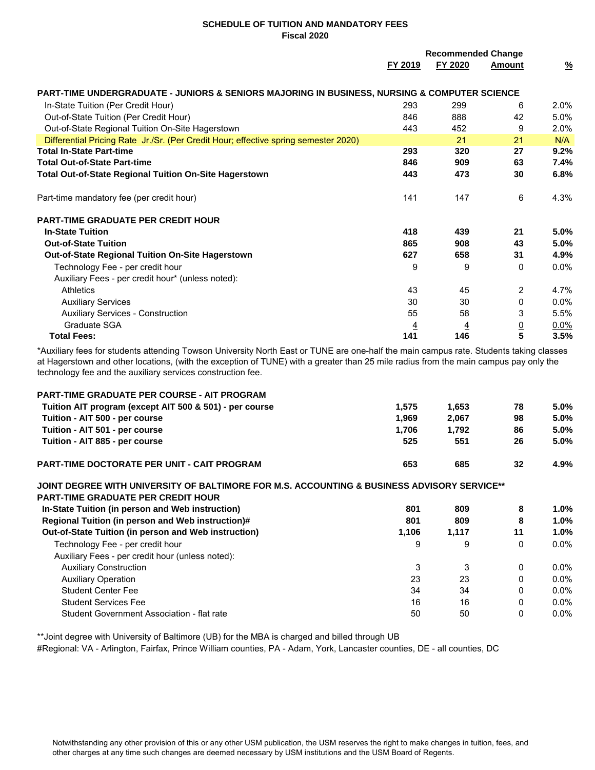**SCHEDULE OF TUITION AND MANDATORY FEES**
**Fiscal 2020**

| | | | Recommended Change | |
|---|---|---|---|---|
| | FY 2019 | FY 2020 | Amount | % |
| **PART-TIME UNDERGRADUATE - JUNIORS & SENIORS MAJORING IN BUSINESS, NURSING & COMPUTER SCIENCE** | | | | |
| In-State Tuition (Per Credit Hour) | 293 | 299 | 6 | 2.0% |
| Out-of-State Tuition (Per Credit Hour) | 846 | 888 | 42 | 5.0% |
| Out-of-State Regional Tuition On-Site Hagerstown | 443 | 452 | 9 | 2.0% |
| Differential Pricing Rate Jr./Sr. (Per Credit Hour; effective spring semester 2020) | | 21 | 21 | N/A |
| **Total In-State Part-time** | **293** | **320** | **27** | **9.2%** |
| **Total Out-of-State Part-time** | **846** | **909** | **63** | **7.4%** |
| **Total Out-of-State Regional Tuition On-Site Hagerstown** | **443** | **473** | **30** | **6.8%** |
| Part-time mandatory fee (per credit hour) | 141 | 147 | 6 | 4.3% |
| **PART-TIME GRADUATE PER CREDIT HOUR** | | | | |
| **In-State Tuition** | **418** | **439** | **21** | **5.0%** |
| **Out-of-State Tuition** | **865** | **908** | **43** | **5.0%** |
| **Out-of-State Regional Tuition On-Site Hagerstown** | **627** | **658** | **31** | **4.9%** |
| Technology Fee - per credit hour | 9 | 9 | 0 | 0.0% |
| Auxiliary Fees - per credit hour* (unless noted): | | | | |
| Athletics | 43 | 45 | 2 | 4.7% |
| Auxiliary Services | 30 | 30 | 0 | 0.0% |
| Auxiliary Services - Construction | 55 | 58 | 3 | 5.5% |
| Graduate SGA | 4 | 4 | 0 | 0.0% |
| **Total Fees:** | **141** | **146** | **5** | **3.5%** |

*Auxiliary fees for students attending Towson University North East or TUNE are one-half the main campus rate. Students taking classes at Hagerstown and other locations, (with the exception of TUNE) with a greater than 25 mile radius from the main campus pay only the technology fee and the auxiliary services construction fee.

| | FY 2019 | FY 2020 | Amount | % |
|---|---|---|---|---|
| **PART-TIME GRADUATE PER COURSE - AIT PROGRAM** | | | | |
| **Tuition AIT program (except AIT 500 & 501) - per course** | **1,575** | **1,653** | **78** | **5.0%** |
| **Tuition - AIT 500 - per course** | **1,969** | **2,067** | **98** | **5.0%** |
| **Tuition - AIT 501 - per course** | **1,706** | **1,792** | **86** | **5.0%** |
| **Tuition - AIT 885 - per course** | **525** | **551** | **26** | **5.0%** |
| **PART-TIME DOCTORATE PER UNIT - CAIT PROGRAM** | **653** | **685** | **32** | **4.9%** |
| **JOINT DEGREE WITH UNIVERSITY OF BALTIMORE FOR M.S. ACCOUNTING & BUSINESS ADVISORY SERVICE**** | | | | |
| **PART-TIME GRADUATE PER CREDIT HOUR** | | | | |
| **In-State Tuition (in person and Web instruction)** | **801** | **809** | **8** | **1.0%** |
| **Regional Tuition (in person and Web instruction)#** | **801** | **809** | **8** | **1.0%** |
| **Out-of-State Tuition (in person and Web instruction)** | **1,106** | **1,117** | **11** | **1.0%** |
| Technology Fee - per credit hour | 9 | 9 | 0 | 0.0% |
| Auxiliary Fees - per credit hour (unless noted): | | | | |
| Auxiliary Construction | 3 | 3 | 0 | 0.0% |
| Auxiliary Operation | 23 | 23 | 0 | 0.0% |
| Student Center Fee | 34 | 34 | 0 | 0.0% |
| Student Services Fee | 16 | 16 | 0 | 0.0% |
| Student Government Association - flat rate | 50 | 50 | 0 | 0.0% |

**Joint degree with University of Baltimore (UB) for the MBA is charged and billed through UB

#Regional: VA - Arlington, Fairfax, Prince William counties, PA - Adam, York, Lancaster counties, DE - all counties, DC

Notwithstanding any other provision of this or any other USM publication, the USM reserves the right to make changes in tuition, fees, and other charges at any time such changes are deemed necessary by USM institutions and the USM Board of Regents.